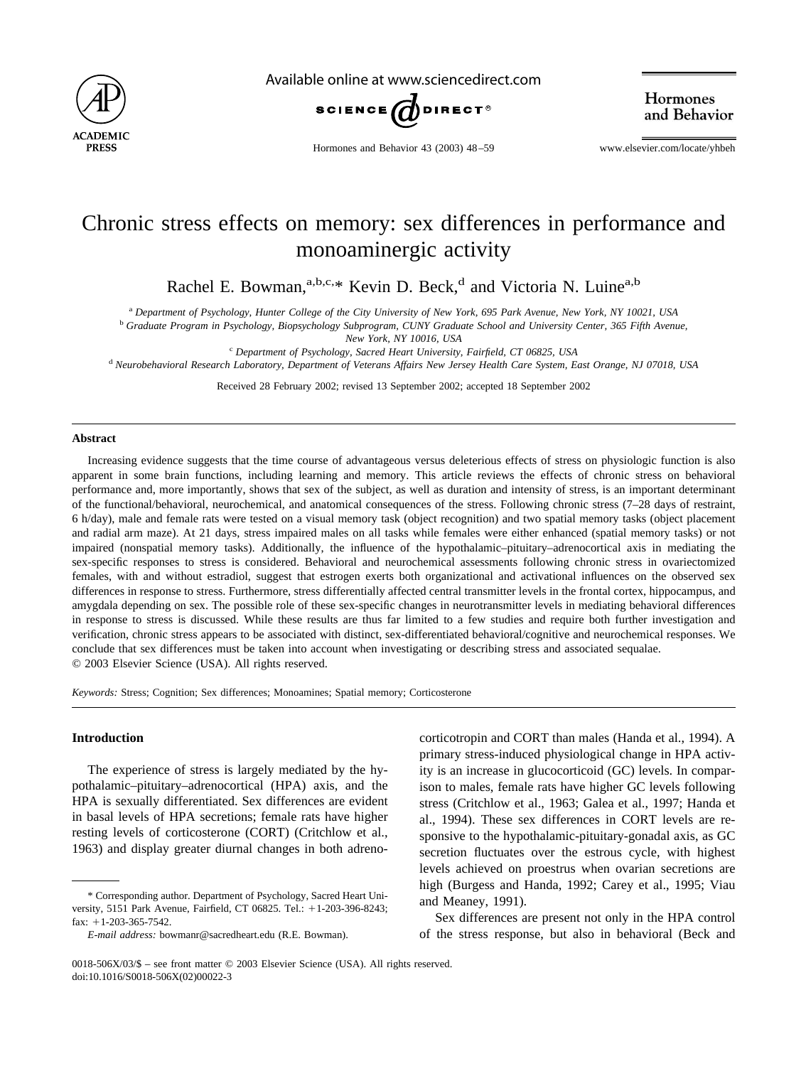# Chronic stress effects on memory: sex differences in performance and monoaminergic activity

Rachel E. Bowman,[a,b,c,*] Kevin D. Beck,[d] and Victoria N. Luine[a,b]

[a] *Department of Psychology, Hunter College of the City University of New York, 695 Park Avenue, New York, NY 10021, USA*

[b] *Graduate Program in Psychology, Biopsychology Subprogram, CUNY Graduate School and University Center, 365 Fifth Avenue, New York, NY 10016, USA*

[c] *Department of Psychology, Sacred Heart University, Fairfield, CT 06825, USA*

[d] *Neurobehavioral Research Laboratory, Department of Veterans Affairs New Jersey Health Care System, East Orange, NJ 07018, USA*

Received 28 February 2002; revised 13 September 2002; accepted 18 September 2002

## Abstract

Increasing evidence suggests that the time course of advantageous versus deleterious effects of stress on physiologic function is also apparent in some brain functions, including learning and memory. This article reviews the effects of chronic stress on behavioral performance and, more importantly, shows that sex of the subject, as well as duration and intensity of stress, is an important determinant of the functional/behavioral, neurochemical, and anatomical consequences of the stress. Following chronic stress (7–28 days of restraint, 6 h/day), male and female rats were tested on a visual memory task (object recognition) and two spatial memory tasks (object placement and radial arm maze). At 21 days, stress impaired males on all tasks while females were either enhanced (spatial memory tasks) or not impaired (nonspatial memory tasks). Additionally, the influence of the hypothalamic–pituitary–adrenocortical axis in mediating the sex-specific responses to stress is considered. Behavioral and neurochemical assessments following chronic stress in ovariectomized females, with and without estradiol, suggest that estrogen exerts both organizational and activational influences on the observed sex differences in response to stress. Furthermore, stress differentially affected central transmitter levels in the frontal cortex, hippocampus, and amygdala depending on sex. The possible role of these sex-specific changes in neurotransmitter levels in mediating behavioral differences in response to stress is discussed. While these results are thus far limited to a few studies and require both further investigation and verification, chronic stress appears to be associated with distinct, sex-differentiated behavioral/cognitive and neurochemical responses. We conclude that sex differences must be taken into account when investigating or describing stress and associated sequalae.

© 2003 Elsevier Science (USA). All rights reserved.

*Keywords:* Stress; Cognition; Sex differences; Monoamines; Spatial memory; Corticosterone

## Introduction

The experience of stress is largely mediated by the hypothalamic–pituitary–adrenocortical (HPA) axis, and the HPA is sexually differentiated. Sex differences are evident in basal levels of HPA secretions; female rats have higher resting levels of corticosterone (CORT) (Critchlow et al., 1963) and display greater diurnal changes in both adrenocorticotropin and CORT than males (Handa et al., 1994). A primary stress-induced physiological change in HPA activity is an increase in glucocorticoid (GC) levels. In comparison to males, female rats have higher GC levels following stress (Critchlow et al., 1963; Galea et al., 1997; Handa et al., 1994). These sex differences in CORT levels are responsive to the hypothalamic-pituitary-gonadal axis, as GC secretion fluctuates over the estrous cycle, with highest levels achieved on proestrus when ovarian secretions are high (Burgess and Handa, 1992; Carey et al., 1995; Viau and Meaney, 1991).

Sex differences are present not only in the HPA control of the stress response, but also in behavioral (Beck and

* Corresponding author. Department of Psychology, Sacred Heart University, 5151 Park Avenue, Fairfield, CT 06825. Tel.: +1-203-396-8243; fax: +1-203-365-7542.

*E-mail address:* bowmanr@sacredheart.edu (R.E. Bowman).

0018-506X/03/$ – see front matter © 2003 Elsevier Science (USA). All rights reserved.
doi:10.1016/S0018-506X(02)00022-3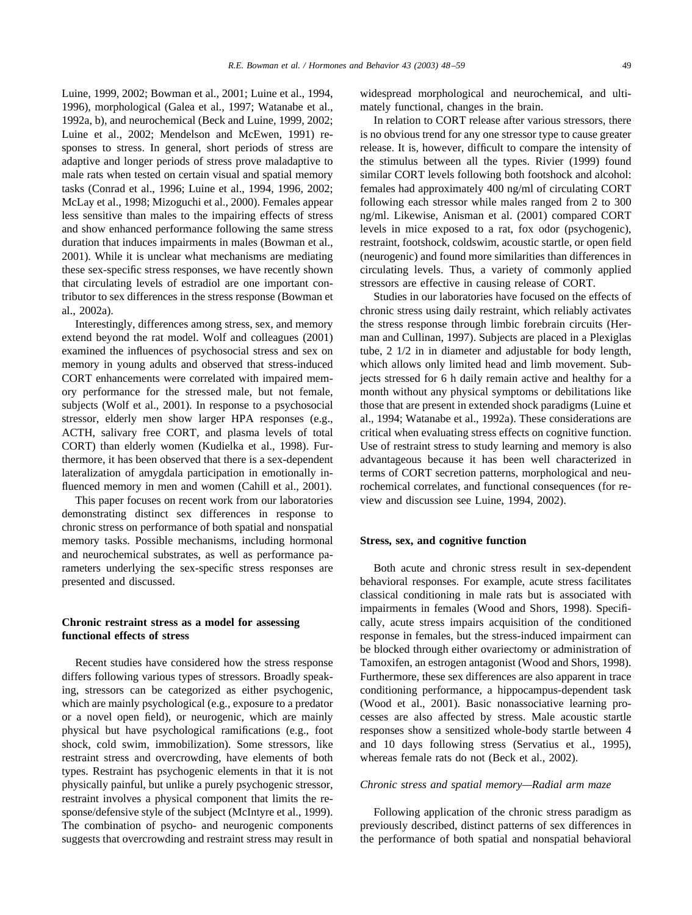Luine, 1999, 2002; Bowman et al., 2001; Luine et al., 1994, 1996), morphological (Galea et al., 1997; Watanabe et al., 1992a, b), and neurochemical (Beck and Luine, 1999, 2002; Luine et al., 2002; Mendelson and McEwen, 1991) responses to stress. In general, short periods of stress are adaptive and longer periods of stress prove maladaptive to male rats when tested on certain visual and spatial memory tasks (Conrad et al., 1996; Luine et al., 1994, 1996, 2002; McLay et al., 1998; Mizoguchi et al., 2000). Females appear less sensitive than males to the impairing effects of stress and show enhanced performance following the same stress duration that induces impairments in males (Bowman et al., 2001). While it is unclear what mechanisms are mediating these sex-specific stress responses, we have recently shown that circulating levels of estradiol are one important contributor to sex differences in the stress response (Bowman et al., 2002a).

Interestingly, differences among stress, sex, and memory extend beyond the rat model. Wolf and colleagues (2001) examined the influences of psychosocial stress and sex on memory in young adults and observed that stress-induced CORT enhancements were correlated with impaired memory performance for the stressed male, but not female, subjects (Wolf et al., 2001). In response to a psychosocial stressor, elderly men show larger HPA responses (e.g., ACTH, salivary free CORT, and plasma levels of total CORT) than elderly women (Kudielka et al., 1998). Furthermore, it has been observed that there is a sex-dependent lateralization of amygdala participation in emotionally influenced memory in men and women (Cahill et al., 2001).

This paper focuses on recent work from our laboratories demonstrating distinct sex differences in response to chronic stress on performance of both spatial and nonspatial memory tasks. Possible mechanisms, including hormonal and neurochemical substrates, as well as performance parameters underlying the sex-specific stress responses are presented and discussed.

## Chronic restraint stress as a model for assessing functional effects of stress

Recent studies have considered how the stress response differs following various types of stressors. Broadly speaking, stressors can be categorized as either psychogenic, which are mainly psychological (e.g., exposure to a predator or a novel open field), or neurogenic, which are mainly physical but have psychological ramifications (e.g., foot shock, cold swim, immobilization). Some stressors, like restraint stress and overcrowding, have elements of both types. Restraint has psychogenic elements in that it is not physically painful, but unlike a purely psychogenic stressor, restraint involves a physical component that limits the response/defensive style of the subject (McIntyre et al., 1999). The combination of psycho- and neurogenic components suggests that overcrowding and restraint stress may result in widespread morphological and neurochemical, and ultimately functional, changes in the brain.

In relation to CORT release after various stressors, there is no obvious trend for any one stressor type to cause greater release. It is, however, difficult to compare the intensity of the stimulus between all the types. Rivier (1999) found similar CORT levels following both footshock and alcohol: females had approximately 400 ng/ml of circulating CORT following each stressor while males ranged from 2 to 300 ng/ml. Likewise, Anisman et al. (2001) compared CORT levels in mice exposed to a rat, fox odor (psychogenic), restraint, footshock, coldswim, acoustic startle, or open field (neurogenic) and found more similarities than differences in circulating levels. Thus, a variety of commonly applied stressors are effective in causing release of CORT.

Studies in our laboratories have focused on the effects of chronic stress using daily restraint, which reliably activates the stress response through limbic forebrain circuits (Herman and Cullinan, 1997). Subjects are placed in a Plexiglas tube, 2 1/2 in in diameter and adjustable for body length, which allows only limited head and limb movement. Subjects stressed for 6 h daily remain active and healthy for a month without any physical symptoms or debilitations like those that are present in extended shock paradigms (Luine et al., 1994; Watanabe et al., 1992a). These considerations are critical when evaluating stress effects on cognitive function. Use of restraint stress to study learning and memory is also advantageous because it has been well characterized in terms of CORT secretion patterns, morphological and neurochemical correlates, and functional consequences (for review and discussion see Luine, 1994, 2002).

## Stress, sex, and cognitive function

Both acute and chronic stress result in sex-dependent behavioral responses. For example, acute stress facilitates classical conditioning in male rats but is associated with impairments in females (Wood and Shors, 1998). Specifically, acute stress impairs acquisition of the conditioned response in females, but the stress-induced impairment can be blocked through either ovariectomy or administration of Tamoxifen, an estrogen antagonist (Wood and Shors, 1998). Furthermore, these sex differences are also apparent in trace conditioning performance, a hippocampus-dependent task (Wood et al., 2001). Basic nonassociative learning processes are also affected by stress. Male acoustic startle responses show a sensitized whole-body startle between 4 and 10 days following stress (Servatius et al., 1995), whereas female rats do not (Beck et al., 2002).

### *Chronic stress and spatial memory—Radial arm maze*

Following application of the chronic stress paradigm as previously described, distinct patterns of sex differences in the performance of both spatial and nonspatial behavioral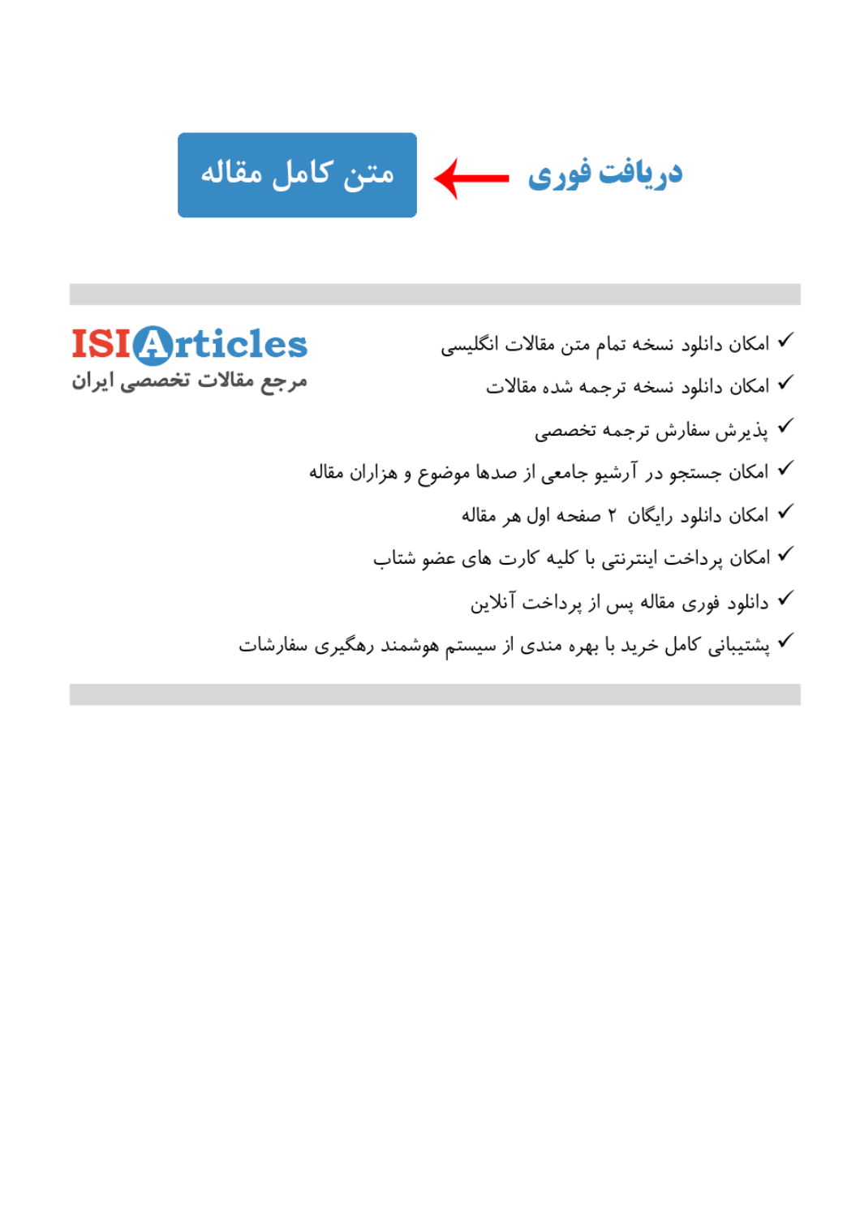دریافت فوری ← متن کامل مقاله

**ISIArticles**
مرجع مقالات تخصصی ایران

- ✓ امکان دانلود نسخه تمام متن مقالات انگلیسی
- ✓ امکان دانلود نسخه ترجمه شده مقالات
- ✓ پذیرش سفارش ترجمه تخصصی
- ✓ امکان جستجو در آرشیو جامعی از صدها موضوع و هزاران مقاله
- ✓ امکان دانلود رایگان ۲ صفحه اول هر مقاله
- ✓ امکان پرداخت اینترنتی با کلیه کارت های عضو شتاب
- ✓ دانلود فوری مقاله پس از پرداخت آنلاین
- ✓ پشتیبانی کامل خرید با بهره مندی از سیستم هوشمند رهگیری سفارشات